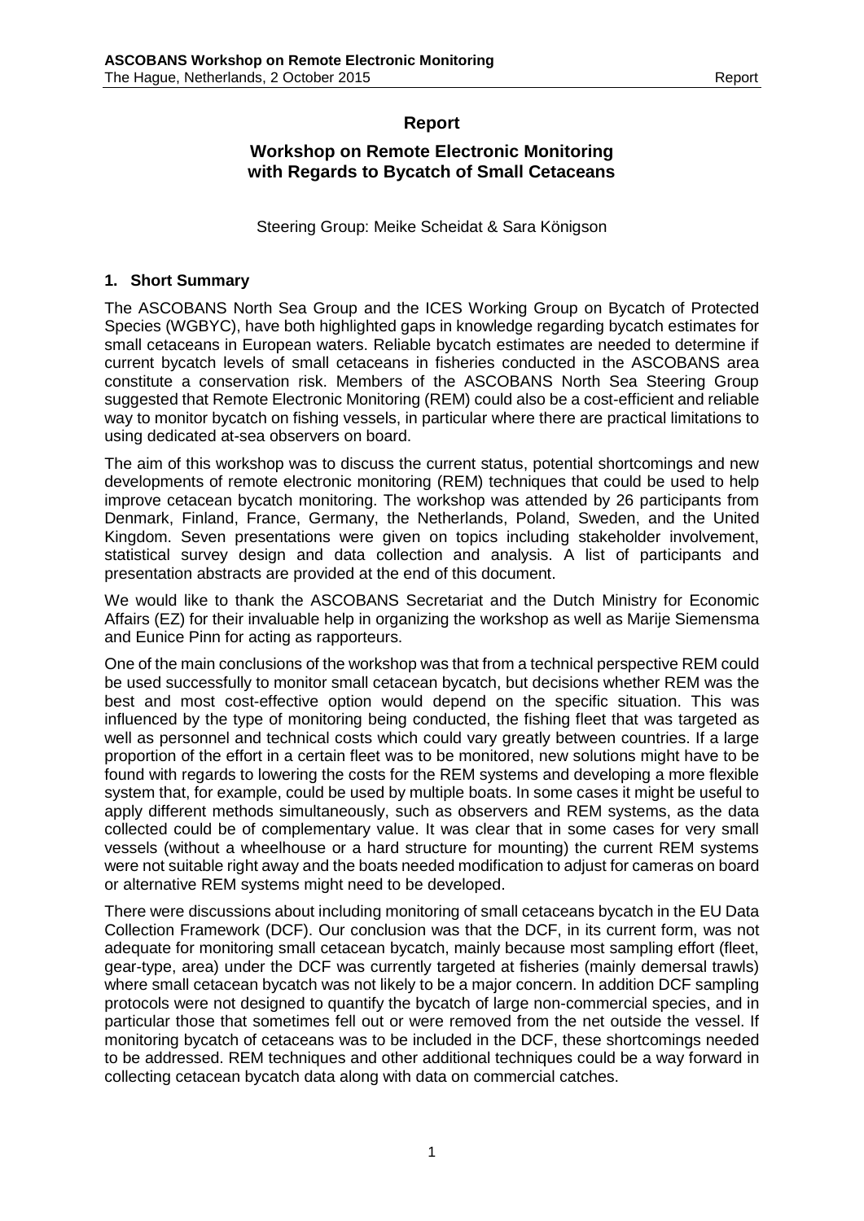# Report

## Workshop on Remote Electronic Monitoring with Regards to Bycatch of Small Cetaceans

Steering Group: Meike Scheidat & Sara Königson

### 1. Short Summary

The ASCOBANS North Sea Group and the ICES Working Group on Bycatch of Protected Species (WGBYC), have both highlighted gaps in knowledge regarding bycatch estimates for small cetaceans in European waters. Reliable bycatch estimates are needed to determine if current bycatch levels of small cetaceans in fisheries conducted in the ASCOBANS area constitute a conservation risk. Members of the ASCOBANS North Sea Steering Group suggested that Remote Electronic Monitoring (REM) could also be a cost-efficient and reliable way to monitor bycatch on fishing vessels, in particular where there are practical limitations to using dedicated at-sea observers on board.

The aim of this workshop was to discuss the current status, potential shortcomings and new developments of remote electronic monitoring (REM) techniques that could be used to help improve cetacean bycatch monitoring. The workshop was attended by 26 participants from Denmark, Finland, France, Germany, the Netherlands, Poland, Sweden, and the United Kingdom. Seven presentations were given on topics including stakeholder involvement, statistical survey design and data collection and analysis. A list of participants and presentation abstracts are provided at the end of this document.

We would like to thank the ASCOBANS Secretariat and the Dutch Ministry for Economic Affairs (EZ) for their invaluable help in organizing the workshop as well as Marije Siemensma and Eunice Pinn for acting as rapporteurs.

One of the main conclusions of the workshop was that from a technical perspective REM could be used successfully to monitor small cetacean bycatch, but decisions whether REM was the best and most cost-effective option would depend on the specific situation. This was influenced by the type of monitoring being conducted, the fishing fleet that was targeted as well as personnel and technical costs which could vary greatly between countries. If a large proportion of the effort in a certain fleet was to be monitored, new solutions might have to be found with regards to lowering the costs for the REM systems and developing a more flexible system that, for example, could be used by multiple boats. In some cases it might be useful to apply different methods simultaneously, such as observers and REM systems, as the data collected could be of complementary value. It was clear that in some cases for very small vessels (without a wheelhouse or a hard structure for mounting) the current REM systems were not suitable right away and the boats needed modification to adjust for cameras on board or alternative REM systems might need to be developed.

There were discussions about including monitoring of small cetaceans bycatch in the EU Data Collection Framework (DCF). Our conclusion was that the DCF, in its current form, was not adequate for monitoring small cetacean bycatch, mainly because most sampling effort (fleet, gear-type, area) under the DCF was currently targeted at fisheries (mainly demersal trawls) where small cetacean bycatch was not likely to be a major concern. In addition DCF sampling protocols were not designed to quantify the bycatch of large non-commercial species, and in particular those that sometimes fell out or were removed from the net outside the vessel. If monitoring bycatch of cetaceans was to be included in the DCF, these shortcomings needed to be addressed. REM techniques and other additional techniques could be a way forward in collecting cetacean bycatch data along with data on commercial catches.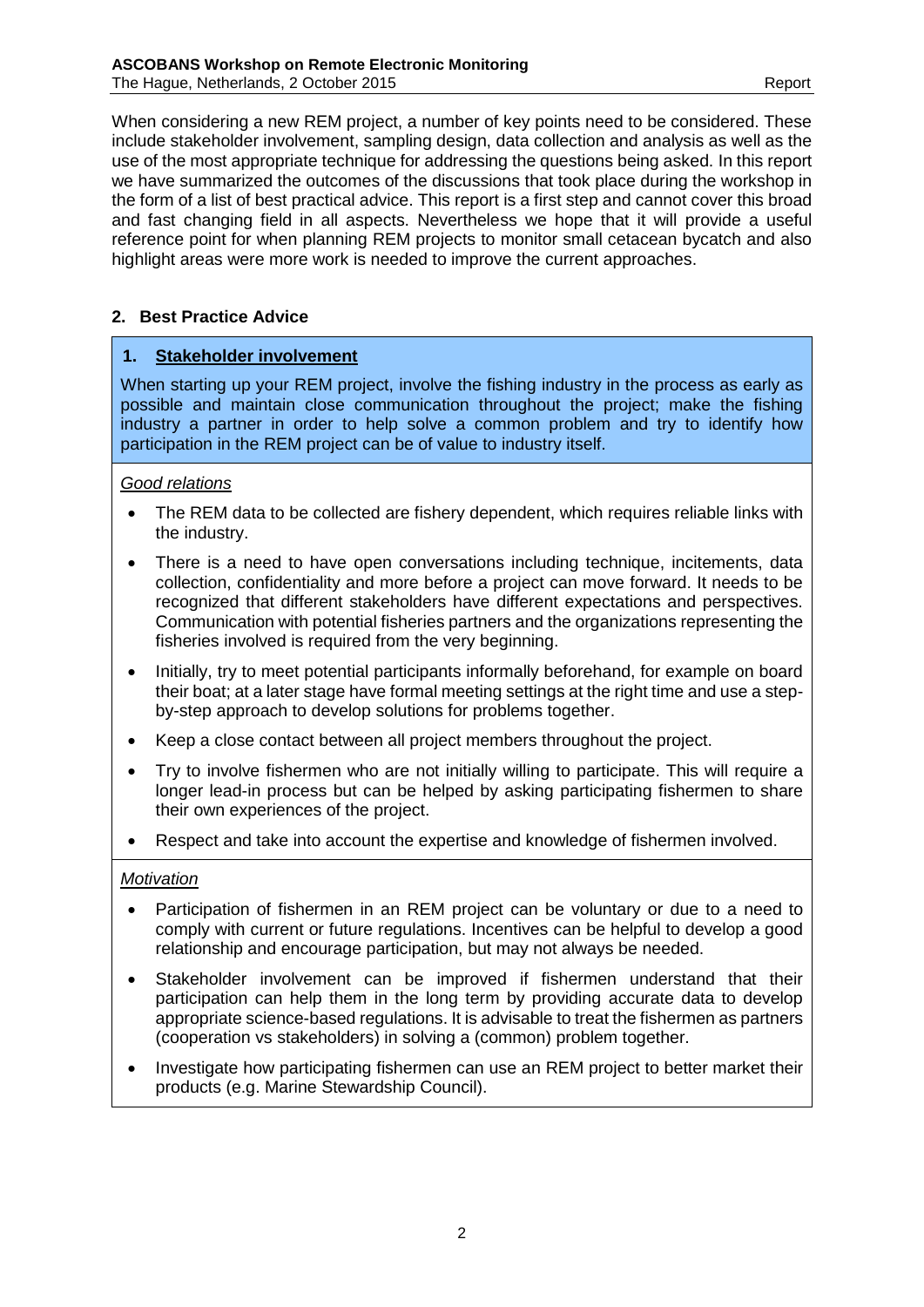When considering a new REM project, a number of key points need to be considered. These include stakeholder involvement, sampling design, data collection and analysis as well as the use of the most appropriate technique for addressing the questions being asked. In this report we have summarized the outcomes of the discussions that took place during the workshop in the form of a list of best practical advice. This report is a first step and cannot cover this broad and fast changing field in all aspects. Nevertheless we hope that it will provide a useful reference point for when planning REM projects to monitor small cetacean bycatch and also highlight areas were more work is needed to improve the current approaches.

## 2. Best Practice Advice

### 1. Stakeholder involvement

When starting up your REM project, involve the fishing industry in the process as early as possible and maintain close communication throughout the project; make the fishing industry a partner in order to help solve a common problem and try to identify how participation in the REM project can be of value to industry itself.

*Good relations*

- The REM data to be collected are fishery dependent, which requires reliable links with the industry.
- There is a need to have open conversations including technique, incitements, data collection, confidentiality and more before a project can move forward. It needs to be recognized that different stakeholders have different expectations and perspectives. Communication with potential fisheries partners and the organizations representing the fisheries involved is required from the very beginning.
- Initially, try to meet potential participants informally beforehand, for example on board their boat; at a later stage have formal meeting settings at the right time and use a step-by-step approach to develop solutions for problems together.
- Keep a close contact between all project members throughout the project.
- Try to involve fishermen who are not initially willing to participate. This will require a longer lead-in process but can be helped by asking participating fishermen to share their own experiences of the project.
- Respect and take into account the expertise and knowledge of fishermen involved.

*Motivation*

- Participation of fishermen in an REM project can be voluntary or due to a need to comply with current or future regulations. Incentives can be helpful to develop a good relationship and encourage participation, but may not always be needed.
- Stakeholder involvement can be improved if fishermen understand that their participation can help them in the long term by providing accurate data to develop appropriate science-based regulations. It is advisable to treat the fishermen as partners (cooperation vs stakeholders) in solving a (common) problem together.
- Investigate how participating fishermen can use an REM project to better market their products (e.g. Marine Stewardship Council).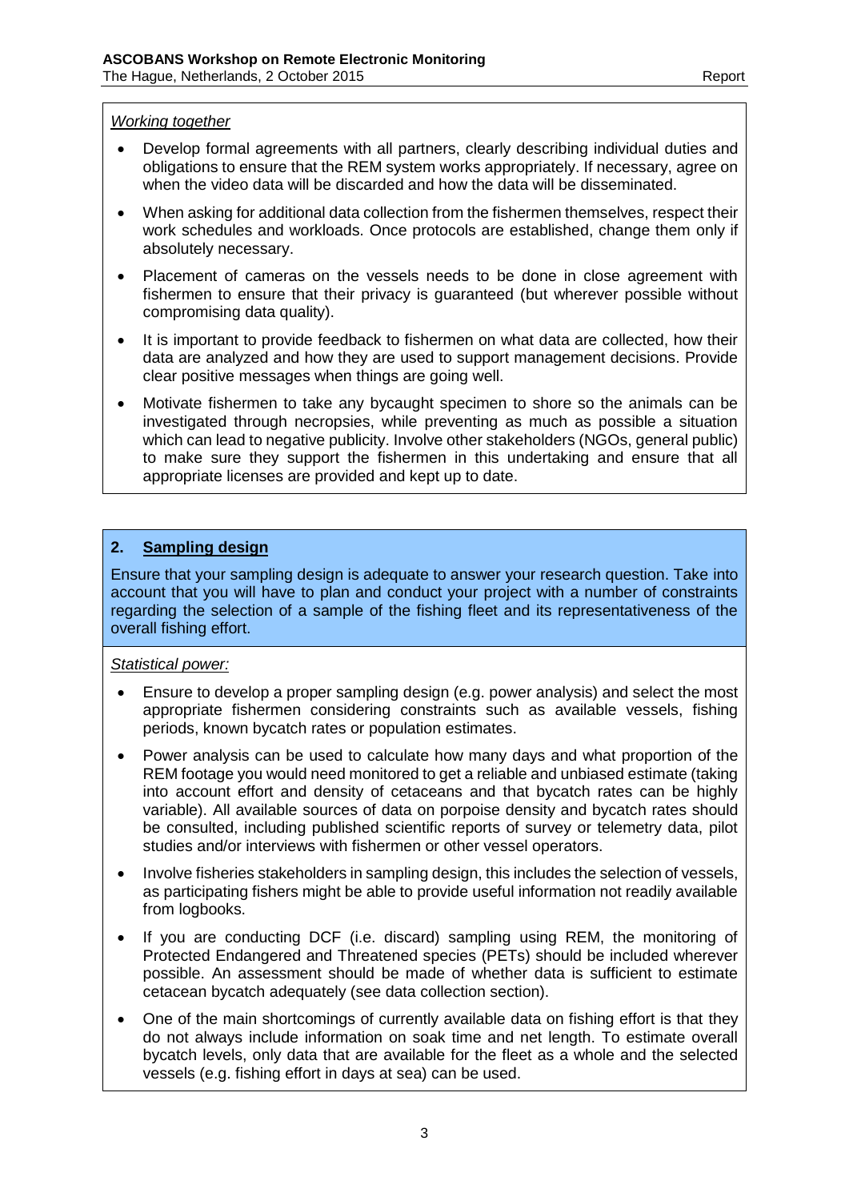*Working together*

- Develop formal agreements with all partners, clearly describing individual duties and obligations to ensure that the REM system works appropriately. If necessary, agree on when the video data will be discarded and how the data will be disseminated.
- When asking for additional data collection from the fishermen themselves, respect their work schedules and workloads. Once protocols are established, change them only if absolutely necessary.
- Placement of cameras on the vessels needs to be done in close agreement with fishermen to ensure that their privacy is guaranteed (but wherever possible without compromising data quality).
- It is important to provide feedback to fishermen on what data are collected, how their data are analyzed and how they are used to support management decisions. Provide clear positive messages when things are going well.
- Motivate fishermen to take any bycaught specimen to shore so the animals can be investigated through necropsies, while preventing as much as possible a situation which can lead to negative publicity. Involve other stakeholders (NGOs, general public) to make sure they support the fishermen in this undertaking and ensure that all appropriate licenses are provided and kept up to date.

## 2. Sampling design

Ensure that your sampling design is adequate to answer your research question. Take into account that you will have to plan and conduct your project with a number of constraints regarding the selection of a sample of the fishing fleet and its representativeness of the overall fishing effort.

*Statistical power:*

- Ensure to develop a proper sampling design (e.g. power analysis) and select the most appropriate fishermen considering constraints such as available vessels, fishing periods, known bycatch rates or population estimates.
- Power analysis can be used to calculate how many days and what proportion of the REM footage you would need monitored to get a reliable and unbiased estimate (taking into account effort and density of cetaceans and that bycatch rates can be highly variable). All available sources of data on porpoise density and bycatch rates should be consulted, including published scientific reports of survey or telemetry data, pilot studies and/or interviews with fishermen or other vessel operators.
- Involve fisheries stakeholders in sampling design, this includes the selection of vessels, as participating fishers might be able to provide useful information not readily available from logbooks.
- If you are conducting DCF (i.e. discard) sampling using REM, the monitoring of Protected Endangered and Threatened species (PETs) should be included wherever possible. An assessment should be made of whether data is sufficient to estimate cetacean bycatch adequately (see data collection section).
- One of the main shortcomings of currently available data on fishing effort is that they do not always include information on soak time and net length. To estimate overall bycatch levels, only data that are available for the fleet as a whole and the selected vessels (e.g. fishing effort in days at sea) can be used.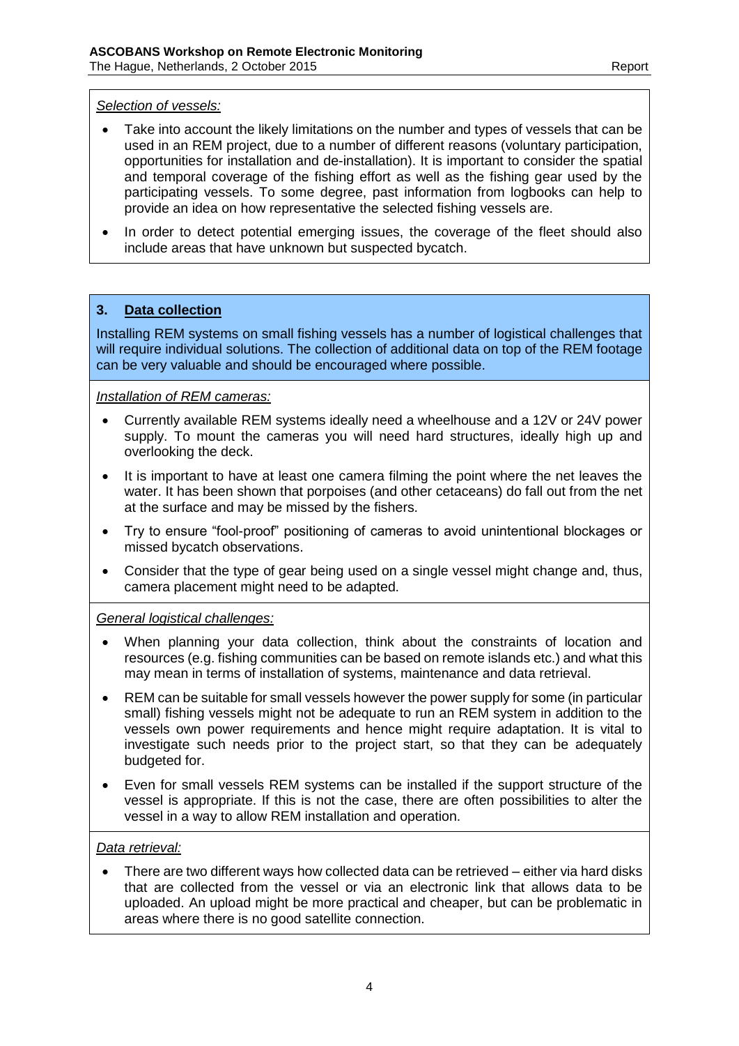*Selection of vessels:*

- Take into account the likely limitations on the number and types of vessels that can be used in an REM project, due to a number of different reasons (voluntary participation, opportunities for installation and de-installation). It is important to consider the spatial and temporal coverage of the fishing effort as well as the fishing gear used by the participating vessels. To some degree, past information from logbooks can help to provide an idea on how representative the selected fishing vessels are.
- In order to detect potential emerging issues, the coverage of the fleet should also include areas that have unknown but suspected bycatch.

## 3. Data collection

Installing REM systems on small fishing vessels has a number of logistical challenges that will require individual solutions. The collection of additional data on top of the REM footage can be very valuable and should be encouraged where possible.

*Installation of REM cameras:*

- Currently available REM systems ideally need a wheelhouse and a 12V or 24V power supply. To mount the cameras you will need hard structures, ideally high up and overlooking the deck.
- It is important to have at least one camera filming the point where the net leaves the water. It has been shown that porpoises (and other cetaceans) do fall out from the net at the surface and may be missed by the fishers.
- Try to ensure "fool-proof" positioning of cameras to avoid unintentional blockages or missed bycatch observations.
- Consider that the type of gear being used on a single vessel might change and, thus, camera placement might need to be adapted.

*General logistical challenges:*

- When planning your data collection, think about the constraints of location and resources (e.g. fishing communities can be based on remote islands etc.) and what this may mean in terms of installation of systems, maintenance and data retrieval.
- REM can be suitable for small vessels however the power supply for some (in particular small) fishing vessels might not be adequate to run an REM system in addition to the vessels own power requirements and hence might require adaptation. It is vital to investigate such needs prior to the project start, so that they can be adequately budgeted for.
- Even for small vessels REM systems can be installed if the support structure of the vessel is appropriate. If this is not the case, there are often possibilities to alter the vessel in a way to allow REM installation and operation.

*Data retrieval:*

- There are two different ways how collected data can be retrieved – either via hard disks that are collected from the vessel or via an electronic link that allows data to be uploaded. An upload might be more practical and cheaper, but can be problematic in areas where there is no good satellite connection.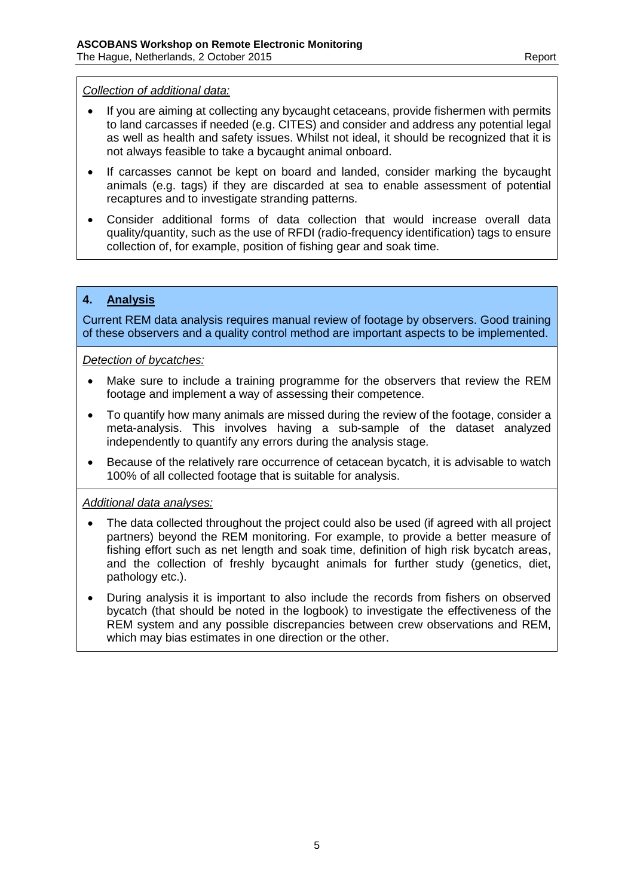*Collection of additional data:*

- If you are aiming at collecting any bycaught cetaceans, provide fishermen with permits to land carcasses if needed (e.g. CITES) and consider and address any potential legal as well as health and safety issues. Whilst not ideal, it should be recognized that it is not always feasible to take a bycaught animal onboard.
- If carcasses cannot be kept on board and landed, consider marking the bycaught animals (e.g. tags) if they are discarded at sea to enable assessment of potential recaptures and to investigate stranding patterns.
- Consider additional forms of data collection that would increase overall data quality/quantity, such as the use of RFDI (radio-frequency identification) tags to ensure collection of, for example, position of fishing gear and soak time.

## 4. Analysis

Current REM data analysis requires manual review of footage by observers. Good training of these observers and a quality control method are important aspects to be implemented.

*Detection of bycatches:*

- Make sure to include a training programme for the observers that review the REM footage and implement a way of assessing their competence.
- To quantify how many animals are missed during the review of the footage, consider a meta-analysis. This involves having a sub-sample of the dataset analyzed independently to quantify any errors during the analysis stage.
- Because of the relatively rare occurrence of cetacean bycatch, it is advisable to watch 100% of all collected footage that is suitable for analysis.

*Additional data analyses:*

- The data collected throughout the project could also be used (if agreed with all project partners) beyond the REM monitoring. For example, to provide a better measure of fishing effort such as net length and soak time, definition of high risk bycatch areas, and the collection of freshly bycaught animals for further study (genetics, diet, pathology etc.).
- During analysis it is important to also include the records from fishers on observed bycatch (that should be noted in the logbook) to investigate the effectiveness of the REM system and any possible discrepancies between crew observations and REM, which may bias estimates in one direction or the other.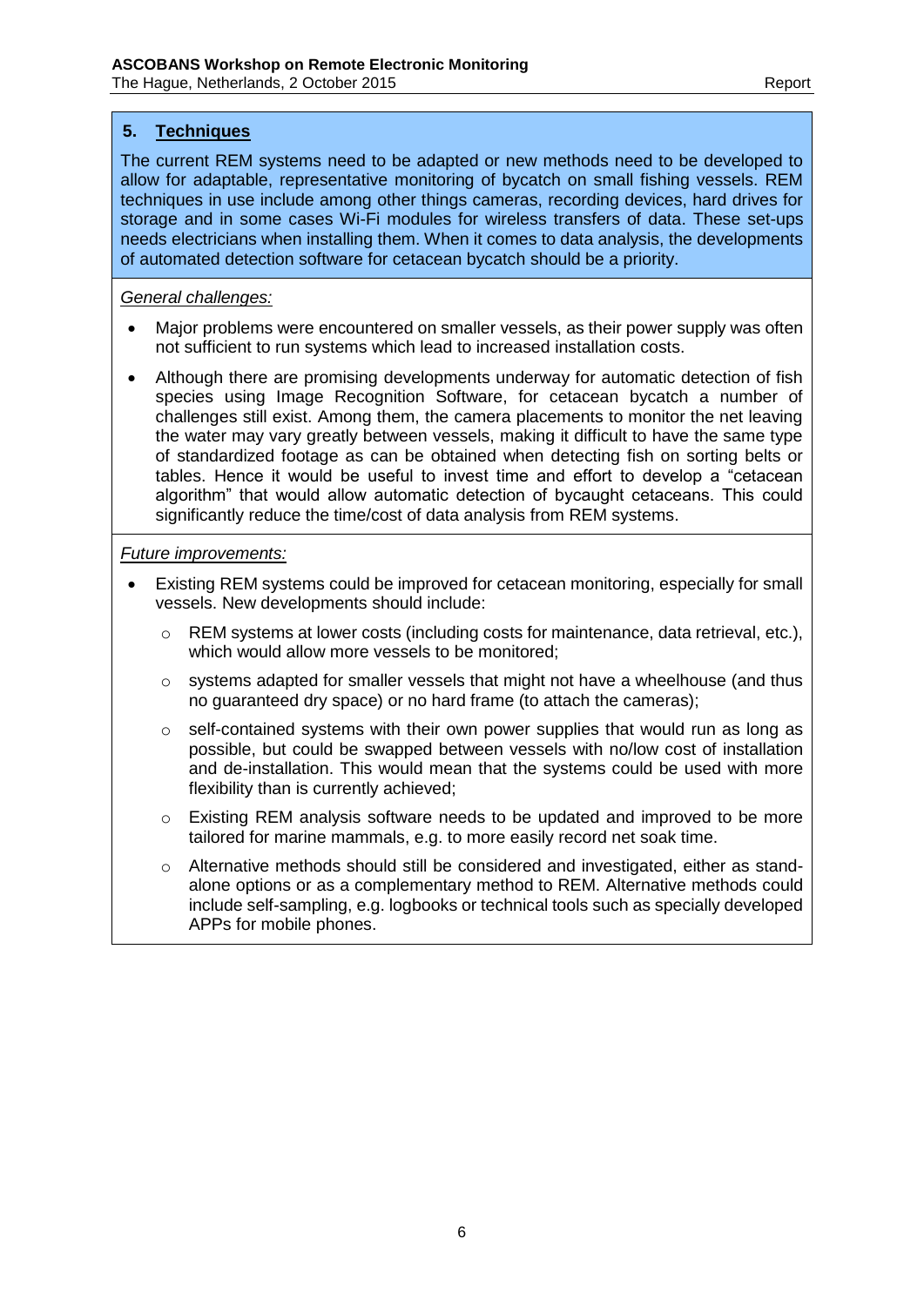## 5. Techniques

The current REM systems need to be adapted or new methods need to be developed to allow for adaptable, representative monitoring of bycatch on small fishing vessels. REM techniques in use include among other things cameras, recording devices, hard drives for storage and in some cases Wi-Fi modules for wireless transfers of data. These set-ups needs electricians when installing them. When it comes to data analysis, the developments of automated detection software for cetacean bycatch should be a priority.

*General challenges:*

- Major problems were encountered on smaller vessels, as their power supply was often not sufficient to run systems which lead to increased installation costs.
- Although there are promising developments underway for automatic detection of fish species using Image Recognition Software, for cetacean bycatch a number of challenges still exist. Among them, the camera placements to monitor the net leaving the water may vary greatly between vessels, making it difficult to have the same type of standardized footage as can be obtained when detecting fish on sorting belts or tables. Hence it would be useful to invest time and effort to develop a "cetacean algorithm" that would allow automatic detection of bycaught cetaceans. This could significantly reduce the time/cost of data analysis from REM systems.

*Future improvements:*

- Existing REM systems could be improved for cetacean monitoring, especially for small vessels. New developments should include:
  - REM systems at lower costs (including costs for maintenance, data retrieval, etc.), which would allow more vessels to be monitored;
  - systems adapted for smaller vessels that might not have a wheelhouse (and thus no guaranteed dry space) or no hard frame (to attach the cameras);
  - self-contained systems with their own power supplies that would run as long as possible, but could be swapped between vessels with no/low cost of installation and de-installation. This would mean that the systems could be used with more flexibility than is currently achieved;
  - Existing REM analysis software needs to be updated and improved to be more tailored for marine mammals, e.g. to more easily record net soak time.
  - Alternative methods should still be considered and investigated, either as stand-alone options or as a complementary method to REM. Alternative methods could include self-sampling, e.g. logbooks or technical tools such as specially developed APPs for mobile phones.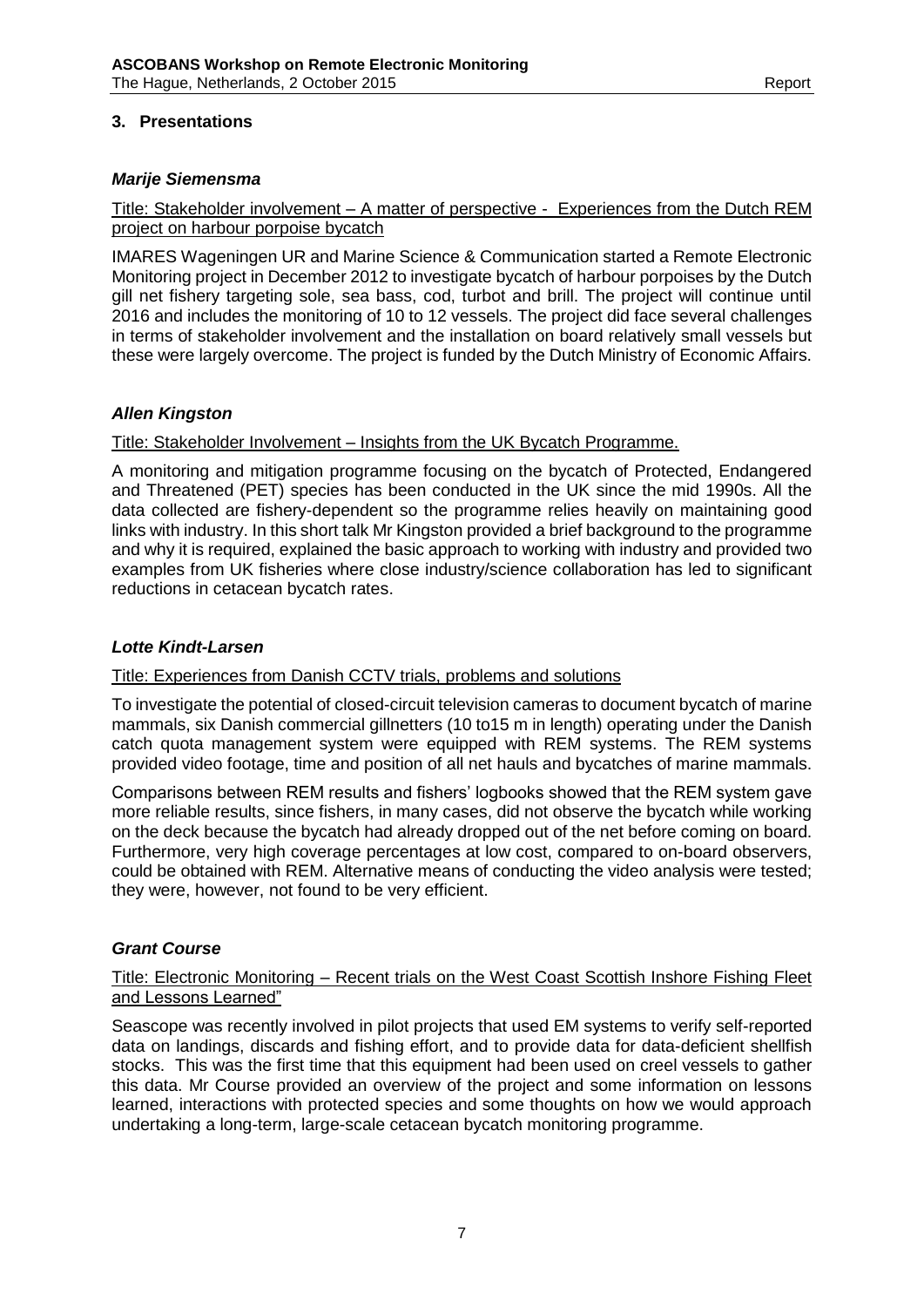## 3. Presentations

### *Marije Siemensma*

Title: Stakeholder involvement – A matter of perspective - Experiences from the Dutch REM project on harbour porpoise bycatch

IMARES Wageningen UR and Marine Science & Communication started a Remote Electronic Monitoring project in December 2012 to investigate bycatch of harbour porpoises by the Dutch gill net fishery targeting sole, sea bass, cod, turbot and brill. The project will continue until 2016 and includes the monitoring of 10 to 12 vessels. The project did face several challenges in terms of stakeholder involvement and the installation on board relatively small vessels but these were largely overcome. The project is funded by the Dutch Ministry of Economic Affairs.

### *Allen Kingston*

Title: Stakeholder Involvement – Insights from the UK Bycatch Programme.

A monitoring and mitigation programme focusing on the bycatch of Protected, Endangered and Threatened (PET) species has been conducted in the UK since the mid 1990s. All the data collected are fishery-dependent so the programme relies heavily on maintaining good links with industry. In this short talk Mr Kingston provided a brief background to the programme and why it is required, explained the basic approach to working with industry and provided two examples from UK fisheries where close industry/science collaboration has led to significant reductions in cetacean bycatch rates.

### *Lotte Kindt-Larsen*

Title: Experiences from Danish CCTV trials, problems and solutions

To investigate the potential of closed-circuit television cameras to document bycatch of marine mammals, six Danish commercial gillnetters (10 to15 m in length) operating under the Danish catch quota management system were equipped with REM systems. The REM systems provided video footage, time and position of all net hauls and bycatches of marine mammals.

Comparisons between REM results and fishers' logbooks showed that the REM system gave more reliable results, since fishers, in many cases, did not observe the bycatch while working on the deck because the bycatch had already dropped out of the net before coming on board. Furthermore, very high coverage percentages at low cost, compared to on-board observers, could be obtained with REM. Alternative means of conducting the video analysis were tested; they were, however, not found to be very efficient.

### *Grant Course*

Title: Electronic Monitoring – Recent trials on the West Coast Scottish Inshore Fishing Fleet and Lessons Learned"

Seascope was recently involved in pilot projects that used EM systems to verify self-reported data on landings, discards and fishing effort, and to provide data for data-deficient shellfish stocks. This was the first time that this equipment had been used on creel vessels to gather this data. Mr Course provided an overview of the project and some information on lessons learned, interactions with protected species and some thoughts on how we would approach undertaking a long-term, large-scale cetacean bycatch monitoring programme.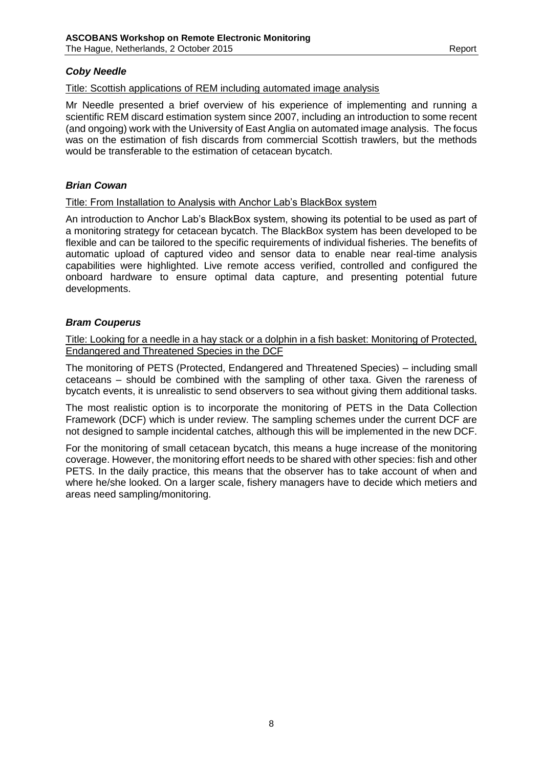### *Coby Needle*

Title: Scottish applications of REM including automated image analysis

Mr Needle presented a brief overview of his experience of implementing and running a scientific REM discard estimation system since 2007, including an introduction to some recent (and ongoing) work with the University of East Anglia on automated image analysis. The focus was on the estimation of fish discards from commercial Scottish trawlers, but the methods would be transferable to the estimation of cetacean bycatch.

### *Brian Cowan*

Title: From Installation to Analysis with Anchor Lab's BlackBox system

An introduction to Anchor Lab's BlackBox system, showing its potential to be used as part of a monitoring strategy for cetacean bycatch. The BlackBox system has been developed to be flexible and can be tailored to the specific requirements of individual fisheries. The benefits of automatic upload of captured video and sensor data to enable near real-time analysis capabilities were highlighted. Live remote access verified, controlled and configured the onboard hardware to ensure optimal data capture, and presenting potential future developments.

### *Bram Couperus*

Title: Looking for a needle in a hay stack or a dolphin in a fish basket: Monitoring of Protected, Endangered and Threatened Species in the DCF

The monitoring of PETS (Protected, Endangered and Threatened Species) – including small cetaceans – should be combined with the sampling of other taxa. Given the rareness of bycatch events, it is unrealistic to send observers to sea without giving them additional tasks.

The most realistic option is to incorporate the monitoring of PETS in the Data Collection Framework (DCF) which is under review. The sampling schemes under the current DCF are not designed to sample incidental catches, although this will be implemented in the new DCF.

For the monitoring of small cetacean bycatch, this means a huge increase of the monitoring coverage. However, the monitoring effort needs to be shared with other species: fish and other PETS. In the daily practice, this means that the observer has to take account of when and where he/she looked. On a larger scale, fishery managers have to decide which metiers and areas need sampling/monitoring.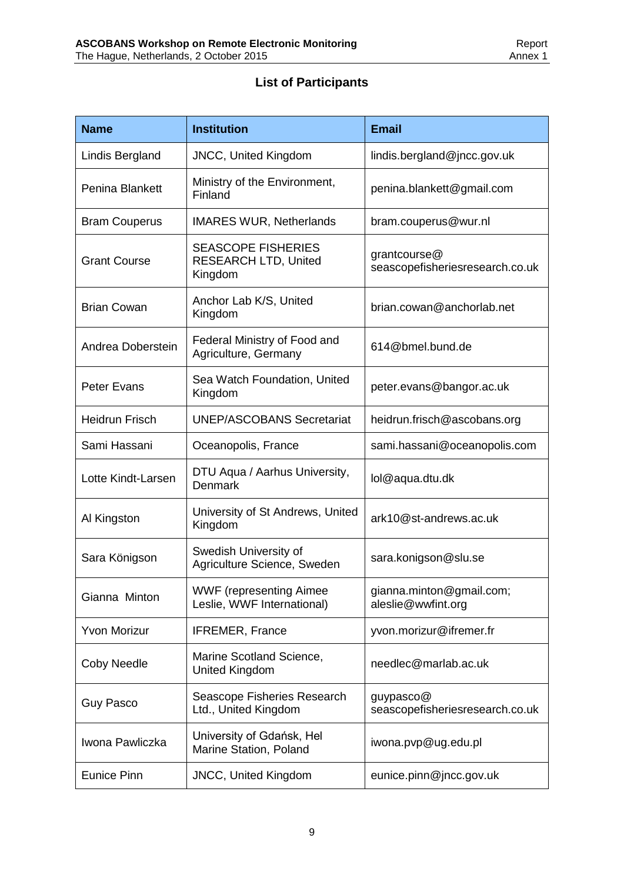## List of Participants

| Name | Institution | Email |
|---|---|---|
| Lindis Bergland | JNCC, United Kingdom | lindis.bergland@jncc.gov.uk |
| Penina Blankett | Ministry of the Environment, Finland | penina.blankett@gmail.com |
| Bram Couperus | IMARES WUR, Netherlands | bram.couperus@wur.nl |
| Grant Course | SEASCOPE FISHERIES RESEARCH LTD, United Kingdom | grantcourse@seascopefisheriesresearch.co.uk |
| Brian Cowan | Anchor Lab K/S, United Kingdom | brian.cowan@anchorlab.net |
| Andrea Doberstein | Federal Ministry of Food and Agriculture, Germany | 614@bmel.bund.de |
| Peter Evans | Sea Watch Foundation, United Kingdom | peter.evans@bangor.ac.uk |
| Heidrun Frisch | UNEP/ASCOBANS Secretariat | heidrun.frisch@ascobans.org |
| Sami Hassani | Oceanopolis, France | sami.hassani@oceanopolis.com |
| Lotte Kindt-Larsen | DTU Aqua / Aarhus University, Denmark | lol@aqua.dtu.dk |
| Al Kingston | University of St Andrews, United Kingdom | ark10@st-andrews.ac.uk |
| Sara Königson | Swedish University of Agriculture Science, Sweden | sara.konigson@slu.se |
| Gianna Minton | WWF (representing Aimee Leslie, WWF International) | gianna.minton@gmail.com; aleslie@wwfint.org |
| Yvon Morizur | IFREMER, France | yvon.morizur@ifremer.fr |
| Coby Needle | Marine Scotland Science, United Kingdom | needlec@marlab.ac.uk |
| Guy Pasco | Seascope Fisheries Research Ltd., United Kingdom | guypasco@seascopefisheriesresearch.co.uk |
| Iwona Pawliczka | University of Gdańsk, Hel Marine Station, Poland | iwona.pvp@ug.edu.pl |
| Eunice Pinn | JNCC, United Kingdom | eunice.pinn@jncc.gov.uk |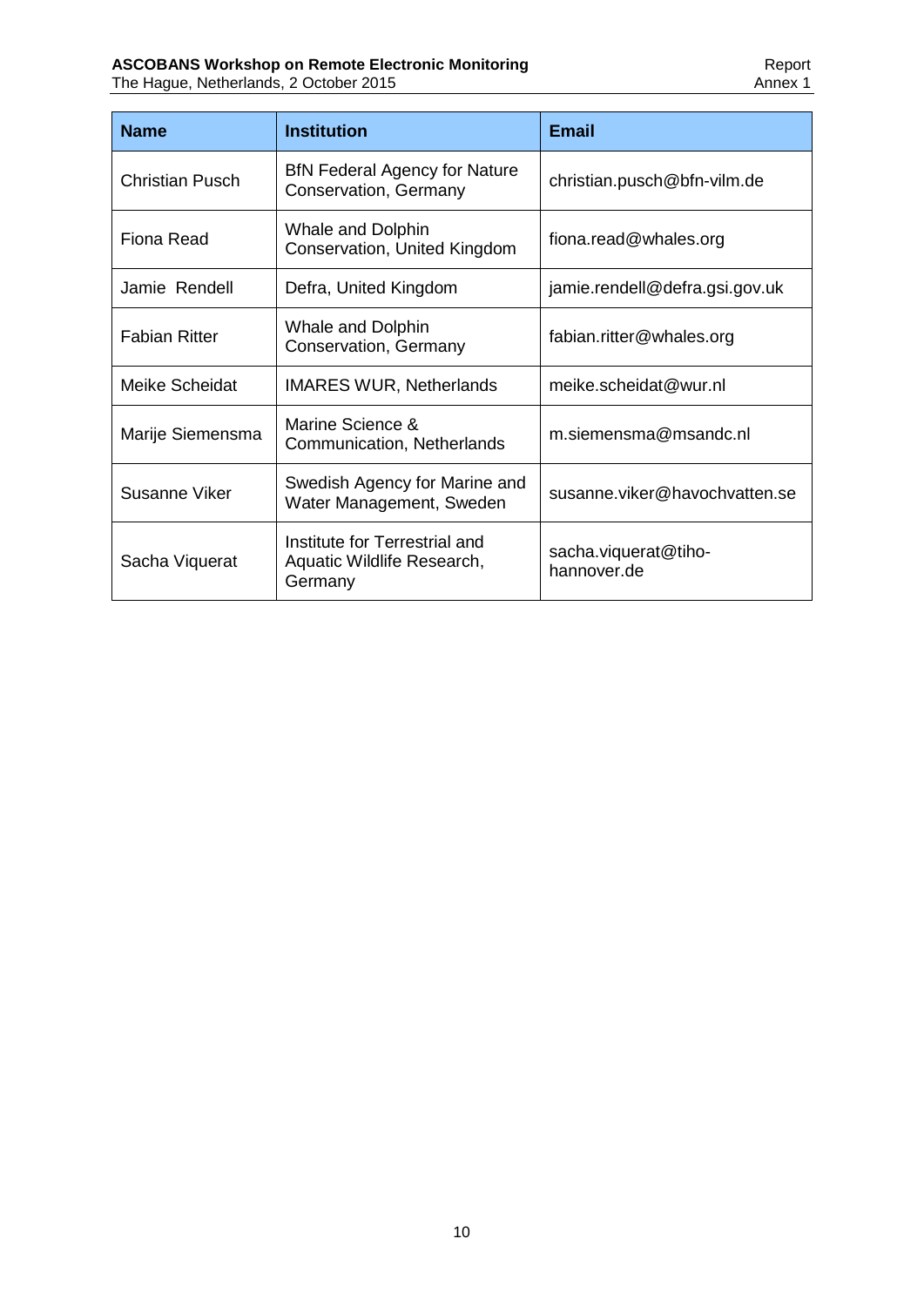| Name | Institution | Email |
| --- | --- | --- |
| Christian Pusch | BfN Federal Agency for Nature Conservation, Germany | christian.pusch@bfn-vilm.de |
| Fiona Read | Whale and Dolphin Conservation, United Kingdom | fiona.read@whales.org |
| Jamie Rendell | Defra, United Kingdom | jamie.rendell@defra.gsi.gov.uk |
| Fabian Ritter | Whale and Dolphin Conservation, Germany | fabian.ritter@whales.org |
| Meike Scheidat | IMARES WUR, Netherlands | meike.scheidat@wur.nl |
| Marije Siemensma | Marine Science & Communication, Netherlands | m.siemensma@msandc.nl |
| Susanne Viker | Swedish Agency for Marine and Water Management, Sweden | susanne.viker@havochvatten.se |
| Sacha Viquerat | Institute for Terrestrial and Aquatic Wildlife Research, Germany | sacha.viquerat@tiho-hannover.de |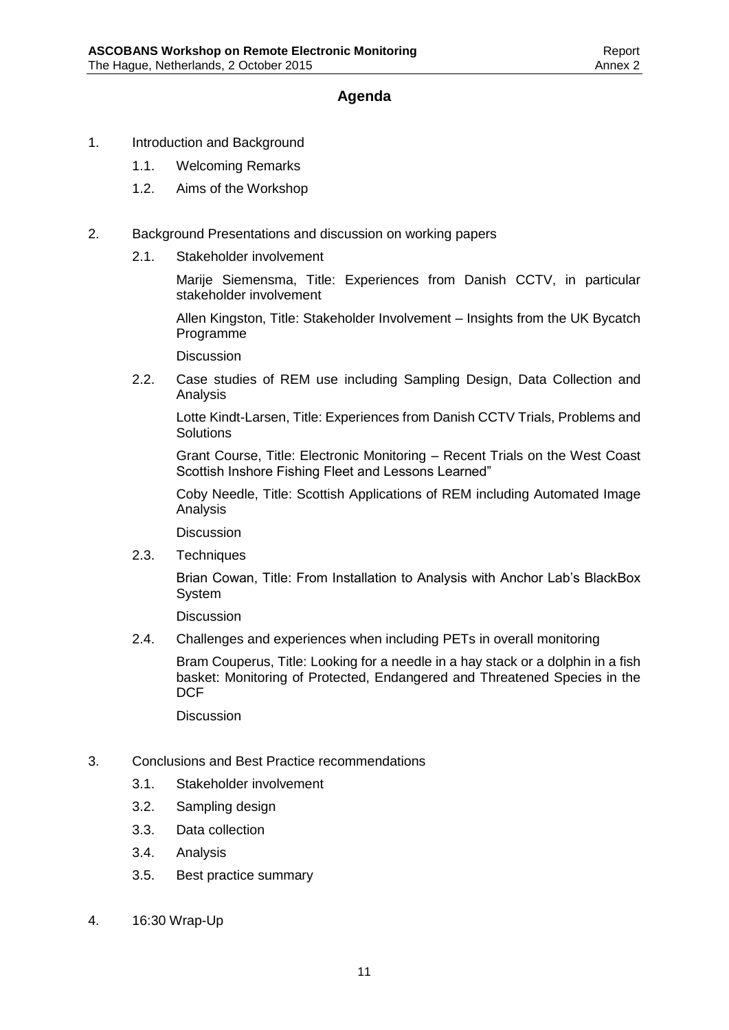## Agenda

1. Introduction and Background
    1.1. Welcoming Remarks
    1.2. Aims of the Workshop

2. Background Presentations and discussion on working papers
    2.1. Stakeholder involvement

        Marije Siemensma, Title: Experiences from Danish CCTV, in particular stakeholder involvement

        Allen Kingston, Title: Stakeholder Involvement – Insights from the UK Bycatch Programme

        Discussion

    2.2. Case studies of REM use including Sampling Design, Data Collection and Analysis

        Lotte Kindt-Larsen, Title: Experiences from Danish CCTV Trials, Problems and Solutions

        Grant Course, Title: Electronic Monitoring – Recent Trials on the West Coast Scottish Inshore Fishing Fleet and Lessons Learned"

        Coby Needle, Title: Scottish Applications of REM including Automated Image Analysis

        Discussion

    2.3. Techniques

        Brian Cowan, Title: From Installation to Analysis with Anchor Lab's BlackBox System

        Discussion

    2.4. Challenges and experiences when including PETs in overall monitoring

        Bram Couperus, Title: Looking for a needle in a hay stack or a dolphin in a fish basket: Monitoring of Protected, Endangered and Threatened Species in the DCF

        Discussion

3. Conclusions and Best Practice recommendations
    3.1. Stakeholder involvement
    3.2. Sampling design
    3.3. Data collection
    3.4. Analysis
    3.5. Best practice summary

4. 16:30 Wrap-Up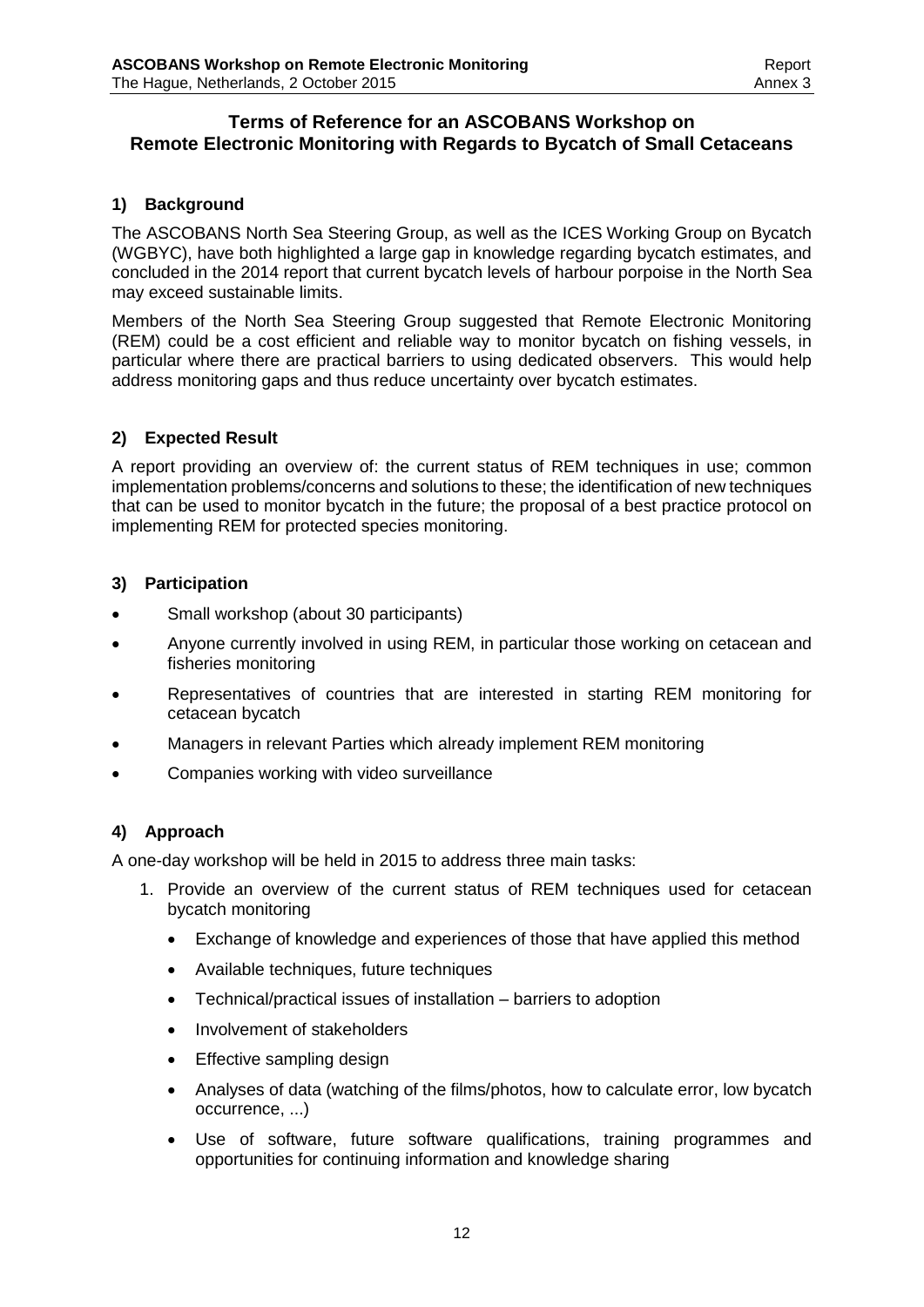## Terms of Reference for an ASCOBANS Workshop on Remote Electronic Monitoring with Regards to Bycatch of Small Cetaceans

### 1) Background

The ASCOBANS North Sea Steering Group, as well as the ICES Working Group on Bycatch (WGBYC), have both highlighted a large gap in knowledge regarding bycatch estimates, and concluded in the 2014 report that current bycatch levels of harbour porpoise in the North Sea may exceed sustainable limits.

Members of the North Sea Steering Group suggested that Remote Electronic Monitoring (REM) could be a cost efficient and reliable way to monitor bycatch on fishing vessels, in particular where there are practical barriers to using dedicated observers. This would help address monitoring gaps and thus reduce uncertainty over bycatch estimates.

### 2) Expected Result

A report providing an overview of: the current status of REM techniques in use; common implementation problems/concerns and solutions to these; the identification of new techniques that can be used to monitor bycatch in the future; the proposal of a best practice protocol on implementing REM for protected species monitoring.

### 3) Participation

- Small workshop (about 30 participants)
- Anyone currently involved in using REM, in particular those working on cetacean and fisheries monitoring
- Representatives of countries that are interested in starting REM monitoring for cetacean bycatch
- Managers in relevant Parties which already implement REM monitoring
- Companies working with video surveillance

### 4) Approach

A one-day workshop will be held in 2015 to address three main tasks:

1. Provide an overview of the current status of REM techniques used for cetacean bycatch monitoring
   - Exchange of knowledge and experiences of those that have applied this method
   - Available techniques, future techniques
   - Technical/practical issues of installation – barriers to adoption
   - Involvement of stakeholders
   - Effective sampling design
   - Analyses of data (watching of the films/photos, how to calculate error, low bycatch occurrence, ...)
   - Use of software, future software qualifications, training programmes and opportunities for continuing information and knowledge sharing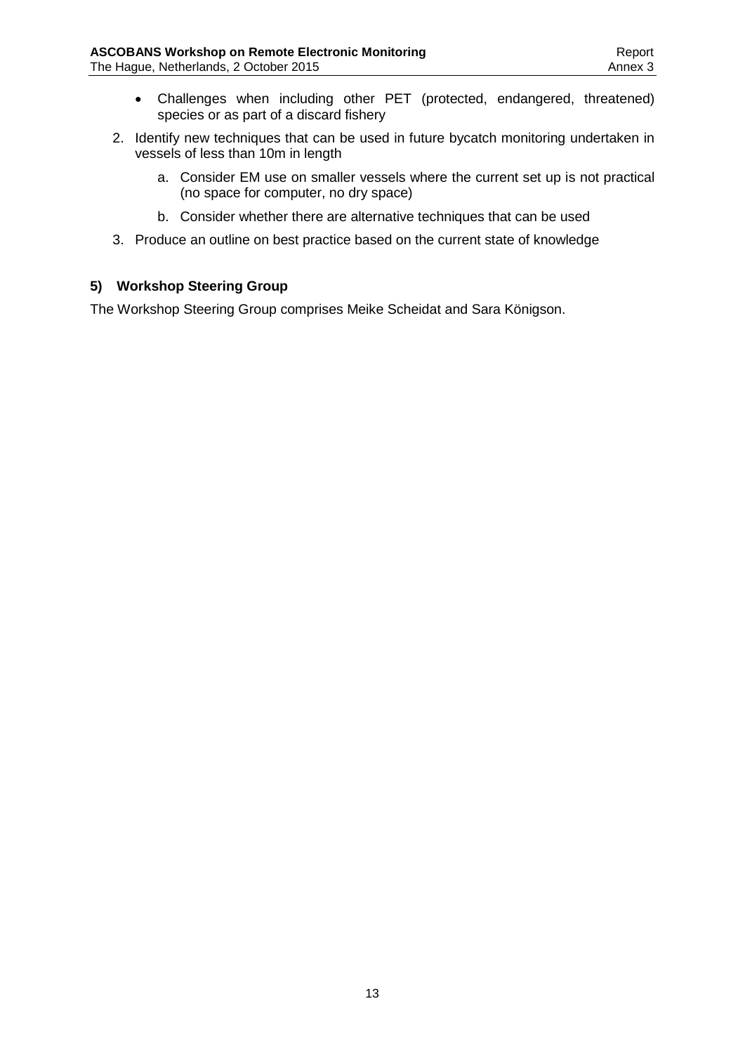- Challenges when including other PET (protected, endangered, threatened) species or as part of a discard fishery

2. Identify new techniques that can be used in future bycatch monitoring undertaken in vessels of less than 10m in length
    a. Consider EM use on smaller vessels where the current set up is not practical (no space for computer, no dry space)
    b. Consider whether there are alternative techniques that can be used
3. Produce an outline on best practice based on the current state of knowledge

### 5) Workshop Steering Group

The Workshop Steering Group comprises Meike Scheidat and Sara Königson.